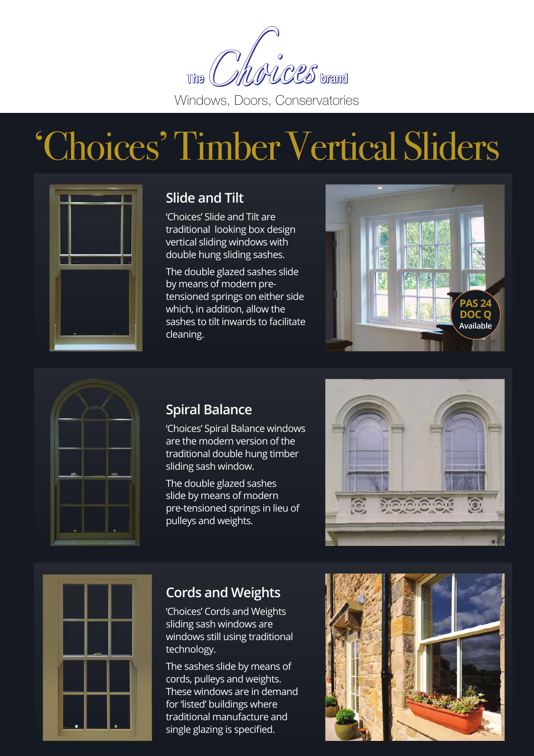The Choices brand

Windows, Doors, Conservatories

# 'Choices' Timber Vertical Sliders

## Slide and Tilt

'Choices' Slide and Tilt are traditional looking box design vertical sliding windows with double hung sliding sashes.

The double glazed sashes slide by means of modern pre-tensioned springs on either side which, in addition, allow the sashes to tilt inwards to facilitate cleaning.

PAS 24
DOC Q
Available

## Spiral Balance

'Choices' Spiral Balance windows are the modern version of the traditional double hung timber sliding sash window.

The double glazed sashes slide by means of modern pre-tensioned springs in lieu of pulleys and weights.

## Cords and Weights

'Choices' Cords and Weights sliding sash windows are windows still using traditional technology.

The sashes slide by means of cords, pulleys and weights. These windows are in demand for 'listed' buildings where traditional manufacture and single glazing is specified.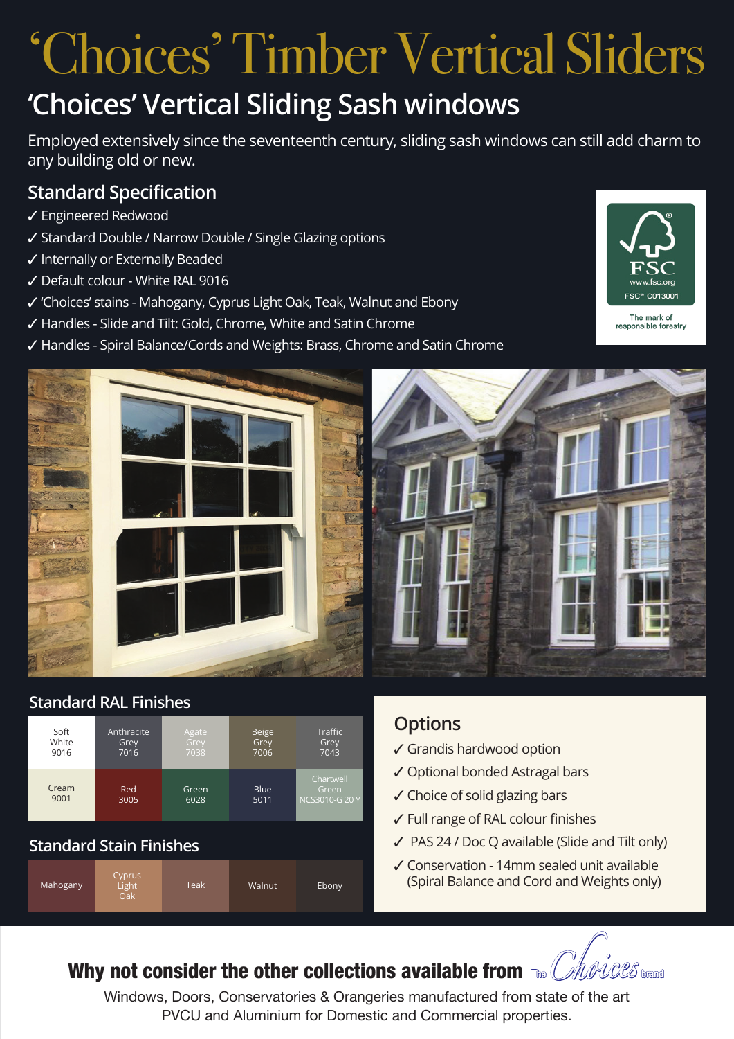# 'Choices' Timber Vertical Sliders

## 'Choices' Vertical Sliding Sash windows

Employed extensively since the seventeenth century, sliding sash windows can still add charm to any building old or new.

### Standard Specification

✓ Engineered Redwood
✓ Standard Double / Narrow Double / Single Glazing options
✓ Internally or Externally Beaded
✓ Default colour - White RAL 9016
✓ 'Choices' stains - Mahogany, Cyprus Light Oak, Teak, Walnut and Ebony
✓ Handles - Slide and Tilt: Gold, Chrome, White and Satin Chrome
✓ Handles - Spiral Balance/Cords and Weights: Brass, Chrome and Satin Chrome

FSC
www.fsc.org
FSC® C013001
The mark of responsible forestry

### Standard RAL Finishes

| | | | | |
|---|---|---|---|---|
| Soft White 9016 | Anthracite Grey 7016 | Agate Grey 7038 | Beige Grey 7006 | Traffic Grey 7043 |
| Cream 9001 | Red 3005 | Green 6028 | Blue 5011 | Chartwell Green NCS3010-G 20 Y |

### Standard Stain Finishes

| | | | | |
|---|---|---|---|---|
| Mahogany | Cyprus Light Oak | Teak | Walnut | Ebony |

### Options

✓ Grandis hardwood option
✓ Optional bonded Astragal bars
✓ Choice of solid glazing bars
✓ Full range of RAL colour finishes
✓ PAS 24 / Doc Q available (Slide and Tilt only)
✓ Conservation - 14mm sealed unit available (Spiral Balance and Cord and Weights only)

**Why not consider the other collections available from The Choices brand**

Windows, Doors, Conservatories & Orangeries manufactured from state of the art PVCU and Aluminium for Domestic and Commercial properties.